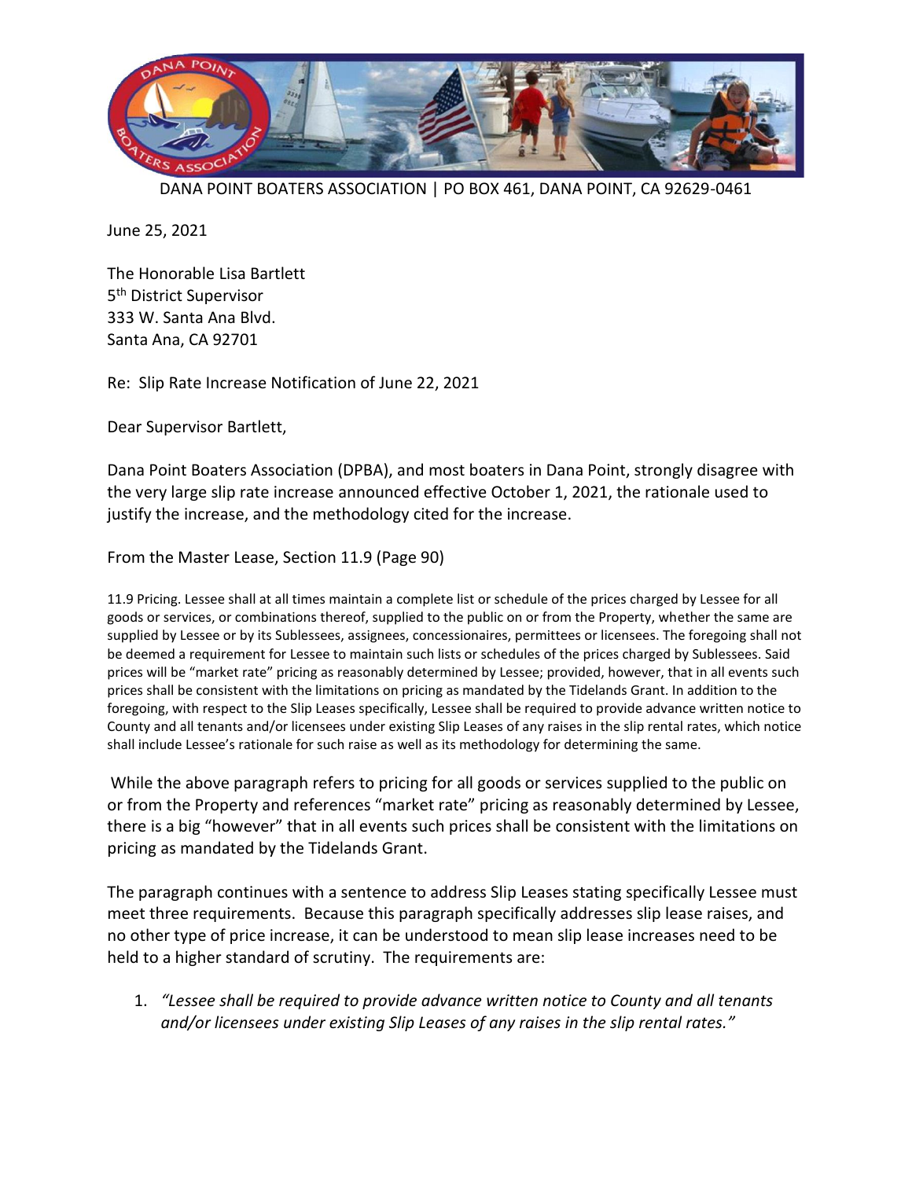DANA POINT BOATERS ASSOCIATION | PO BOX 461, DANA POINT, CA 92629-0461

June 25, 2021

The Honorable Lisa Bartlett
5th District Supervisor
333 W. Santa Ana Blvd.
Santa Ana, CA 92701

Re: Slip Rate Increase Notification of June 22, 2021

Dear Supervisor Bartlett,

Dana Point Boaters Association (DPBA), and most boaters in Dana Point, strongly disagree with the very large slip rate increase announced effective October 1, 2021, the rationale used to justify the increase, and the methodology cited for the increase.

From the Master Lease, Section 11.9 (Page 90)

11.9 Pricing. Lessee shall at all times maintain a complete list or schedule of the prices charged by Lessee for all goods or services, or combinations thereof, supplied to the public on or from the Property, whether the same are supplied by Lessee or by its Sublessees, assignees, concessionaires, permittees or licensees. The foregoing shall not be deemed a requirement for Lessee to maintain such lists or schedules of the prices charged by Sublessees. Said prices will be "market rate" pricing as reasonably determined by Lessee; provided, however, that in all events such prices shall be consistent with the limitations on pricing as mandated by the Tidelands Grant. In addition to the foregoing, with respect to the Slip Leases specifically, Lessee shall be required to provide advance written notice to County and all tenants and/or licensees under existing Slip Leases of any raises in the slip rental rates, which notice shall include Lessee's rationale for such raise as well as its methodology for determining the same.

While the above paragraph refers to pricing for all goods or services supplied to the public on or from the Property and references "market rate" pricing as reasonably determined by Lessee, there is a big "however" that in all events such prices shall be consistent with the limitations on pricing as mandated by the Tidelands Grant.

The paragraph continues with a sentence to address Slip Leases stating specifically Lessee must meet three requirements. Because this paragraph specifically addresses slip lease raises, and no other type of price increase, it can be understood to mean slip lease increases need to be held to a higher standard of scrutiny. The requirements are:

1. *"Lessee shall be required to provide advance written notice to County and all tenants and/or licensees under existing Slip Leases of any raises in the slip rental rates."*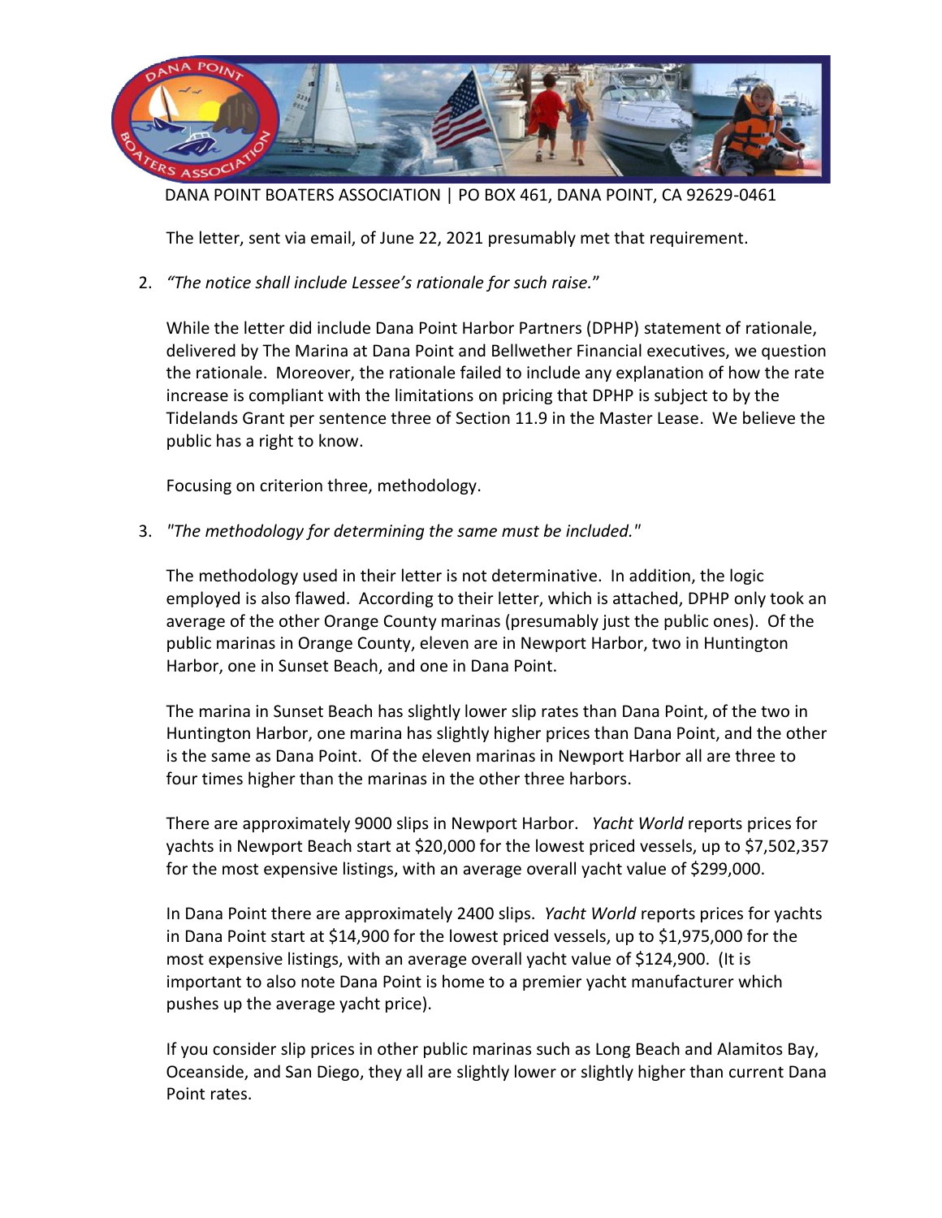The letter, sent via email, of June 22, 2021 presumably met that requirement.

2. *"The notice shall include Lessee's rationale for such raise."*

   While the letter did include Dana Point Harbor Partners (DPHP) statement of rationale, delivered by The Marina at Dana Point and Bellwether Financial executives, we question the rationale. Moreover, the rationale failed to include any explanation of how the rate increase is compliant with the limitations on pricing that DPHP is subject to by the Tidelands Grant per sentence three of Section 11.9 in the Master Lease. We believe the public has a right to know.

   Focusing on criterion three, methodology.

3. *"The methodology for determining the same must be included."*

   The methodology used in their letter is not determinative. In addition, the logic employed is also flawed. According to their letter, which is attached, DPHP only took an average of the other Orange County marinas (presumably just the public ones). Of the public marinas in Orange County, eleven are in Newport Harbor, two in Huntington Harbor, one in Sunset Beach, and one in Dana Point.

   The marina in Sunset Beach has slightly lower slip rates than Dana Point, of the two in Huntington Harbor, one marina has slightly higher prices than Dana Point, and the other is the same as Dana Point. Of the eleven marinas in Newport Harbor all are three to four times higher than the marinas in the other three harbors.

   There are approximately 9000 slips in Newport Harbor. *Yacht World* reports prices for yachts in Newport Beach start at $20,000 for the lowest priced vessels, up to $7,502,357 for the most expensive listings, with an average overall yacht value of $299,000.

   In Dana Point there are approximately 2400 slips. *Yacht World* reports prices for yachts in Dana Point start at $14,900 for the lowest priced vessels, up to $1,975,000 for the most expensive listings, with an average overall yacht value of $124,900. (It is important to also note Dana Point is home to a premier yacht manufacturer which pushes up the average yacht price).

   If you consider slip prices in other public marinas such as Long Beach and Alamitos Bay, Oceanside, and San Diego, they all are slightly lower or slightly higher than current Dana Point rates.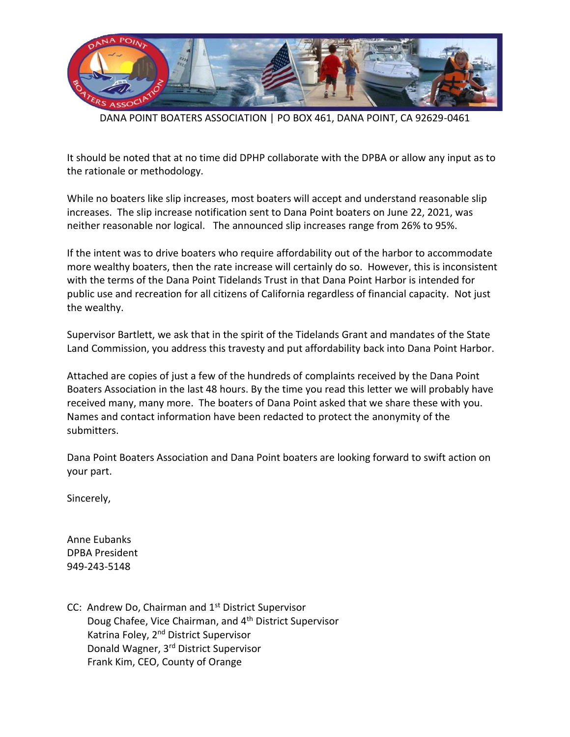DANA POINT BOATERS ASSOCIATION | PO BOX 461, DANA POINT, CA 92629-0461

It should be noted that at no time did DPHP collaborate with the DPBA or allow any input as to the rationale or methodology.

While no boaters like slip increases, most boaters will accept and understand reasonable slip increases. The slip increase notification sent to Dana Point boaters on June 22, 2021, was neither reasonable nor logical. The announced slip increases range from 26% to 95%.

If the intent was to drive boaters who require affordability out of the harbor to accommodate more wealthy boaters, then the rate increase will certainly do so. However, this is inconsistent with the terms of the Dana Point Tidelands Trust in that Dana Point Harbor is intended for public use and recreation for all citizens of California regardless of financial capacity. Not just the wealthy.

Supervisor Bartlett, we ask that in the spirit of the Tidelands Grant and mandates of the State Land Commission, you address this travesty and put affordability back into Dana Point Harbor.

Attached are copies of just a few of the hundreds of complaints received by the Dana Point Boaters Association in the last 48 hours. By the time you read this letter we will probably have received many, many more. The boaters of Dana Point asked that we share these with you. Names and contact information have been redacted to protect the anonymity of the submitters.

Dana Point Boaters Association and Dana Point boaters are looking forward to swift action on your part.

Sincerely,

Anne Eubanks
DPBA President
949-243-5148

CC: Andrew Do, Chairman and 1st District Supervisor
Doug Chafee, Vice Chairman, and 4th District Supervisor
Katrina Foley, 2nd District Supervisor
Donald Wagner, 3rd District Supervisor
Frank Kim, CEO, County of Orange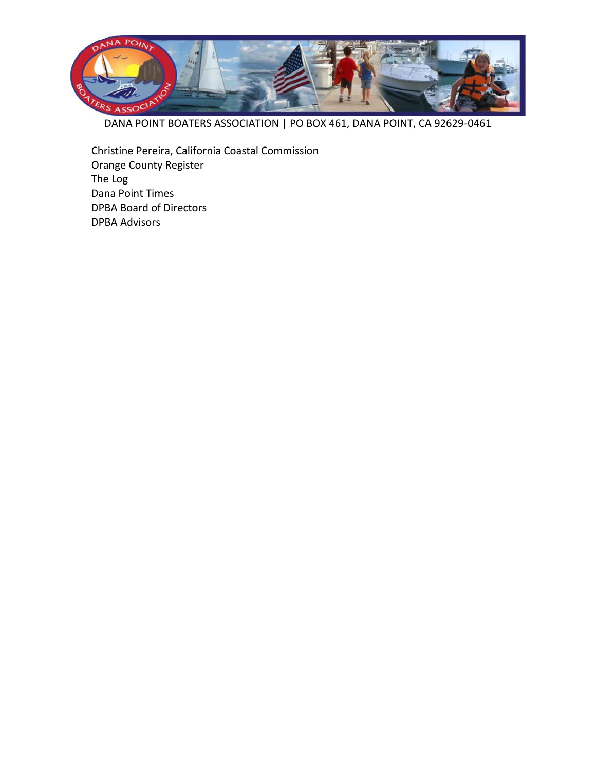DANA POINT BOATERS ASSOCIATION | PO BOX 461, DANA POINT, CA 92629-0461

Christine Pereira, California Coastal Commission
Orange County Register
The Log
Dana Point Times
DPBA Board of Directors
DPBA Advisors